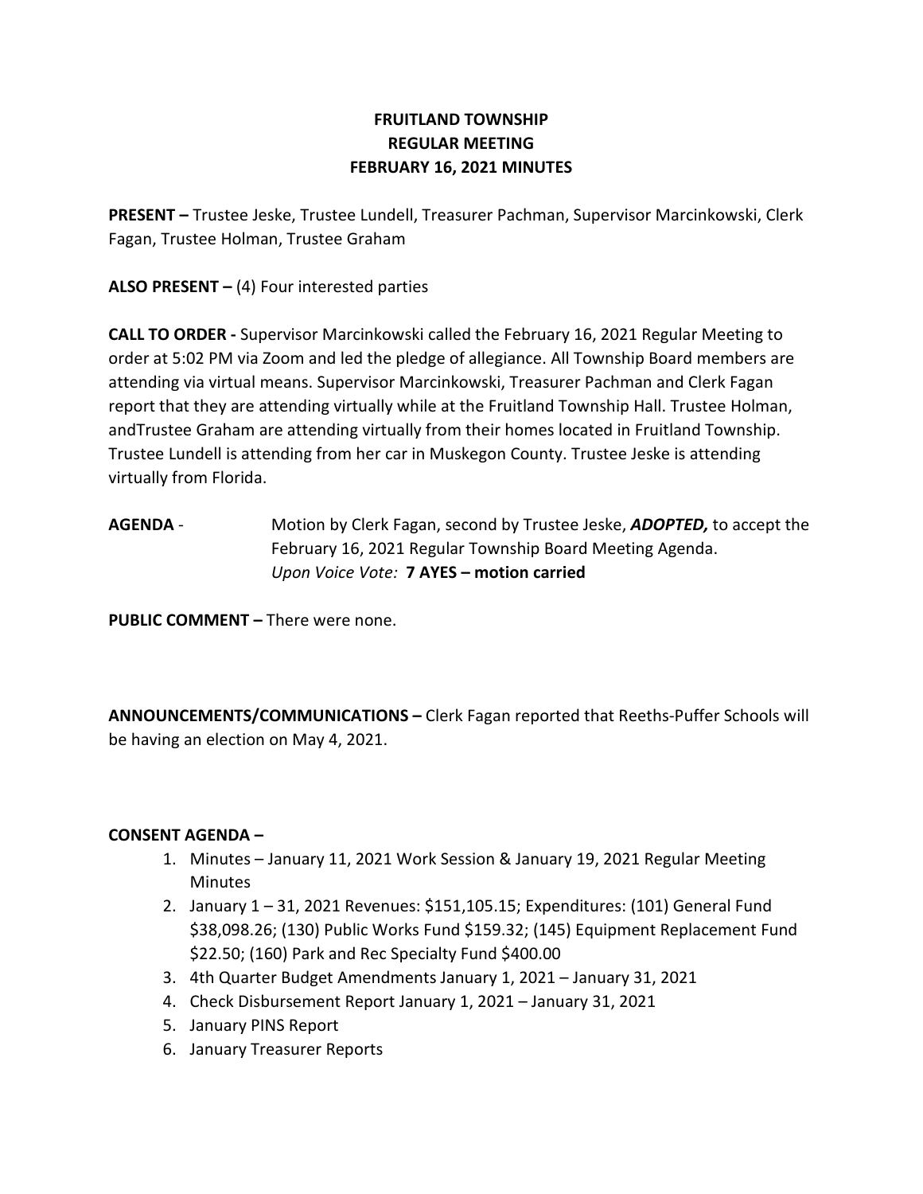# FRUITLAND TOWNSHIP
## REGULAR MEETING
## FEBRUARY 16, 2021 MINUTES

**PRESENT –** Trustee Jeske, Trustee Lundell, Treasurer Pachman, Supervisor Marcinkowski, Clerk Fagan, Trustee Holman, Trustee Graham

**ALSO PRESENT –** (4) Four interested parties

**CALL TO ORDER -** Supervisor Marcinkowski called the February 16, 2021 Regular Meeting to order at 5:02 PM via Zoom and led the pledge of allegiance. All Township Board members are attending via virtual means. Supervisor Marcinkowski, Treasurer Pachman and Clerk Fagan report that they are attending virtually while at the Fruitland Township Hall. Trustee Holman, andTrustee Graham are attending virtually from their homes located in Fruitland Township. Trustee Lundell is attending from her car in Muskegon County. Trustee Jeske is attending virtually from Florida.

**AGENDA** - Motion by Clerk Fagan, second by Trustee Jeske, ***ADOPTED,*** to accept the February 16, 2021 Regular Township Board Meeting Agenda.
*Upon Voice Vote:* **7 AYES – motion carried**

**PUBLIC COMMENT –** There were none.

**ANNOUNCEMENTS/COMMUNICATIONS –** Clerk Fagan reported that Reeths-Puffer Schools will be having an election on May 4, 2021.

**CONSENT AGENDA –**

1. Minutes – January 11, 2021 Work Session & January 19, 2021 Regular Meeting Minutes
2. January 1 – 31, 2021 Revenues: $151,105.15; Expenditures: (101) General Fund $38,098.26; (130) Public Works Fund $159.32; (145) Equipment Replacement Fund $22.50; (160) Park and Rec Specialty Fund $400.00
3. 4th Quarter Budget Amendments January 1, 2021 – January 31, 2021
4. Check Disbursement Report January 1, 2021 – January 31, 2021
5. January PINS Report
6. January Treasurer Reports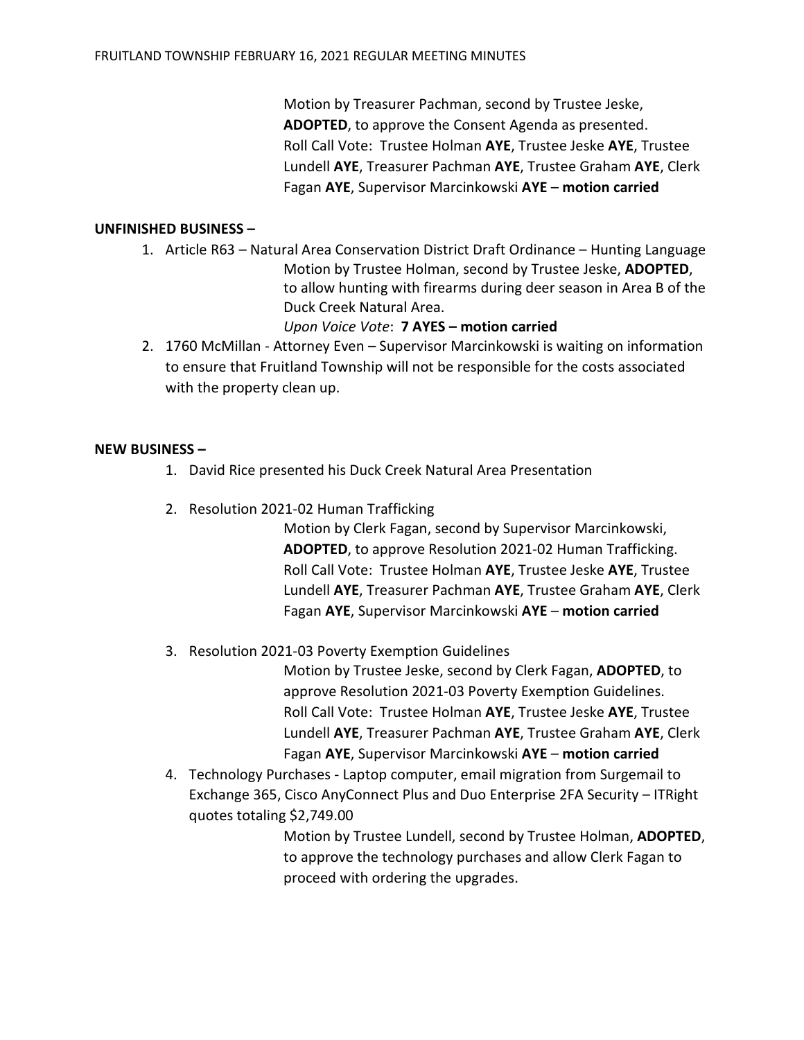Motion by Treasurer Pachman, second by Trustee Jeske, **ADOPTED**, to approve the Consent Agenda as presented.
Roll Call Vote: Trustee Holman **AYE**, Trustee Jeske **AYE**, Trustee Lundell **AYE**, Treasurer Pachman **AYE**, Trustee Graham **AYE**, Clerk Fagan **AYE**, Supervisor Marcinkowski **AYE** – **motion carried**

**UNFINISHED BUSINESS –**

1. Article R63 – Natural Area Conservation District Draft Ordinance – Hunting Language
   Motion by Trustee Holman, second by Trustee Jeske, **ADOPTED**, to allow hunting with firearms during deer season in Area B of the Duck Creek Natural Area.
   *Upon Voice Vote*: **7 AYES – motion carried**
2. 1760 McMillan - Attorney Even – Supervisor Marcinkowski is waiting on information to ensure that Fruitland Township will not be responsible for the costs associated with the property clean up.

**NEW BUSINESS –**

1. David Rice presented his Duck Creek Natural Area Presentation

2. Resolution 2021-02 Human Trafficking
   Motion by Clerk Fagan, second by Supervisor Marcinkowski, **ADOPTED**, to approve Resolution 2021-02 Human Trafficking.
   Roll Call Vote: Trustee Holman **AYE**, Trustee Jeske **AYE**, Trustee Lundell **AYE**, Treasurer Pachman **AYE**, Trustee Graham **AYE**, Clerk Fagan **AYE**, Supervisor Marcinkowski **AYE** – **motion carried**

3. Resolution 2021-03 Poverty Exemption Guidelines
   Motion by Trustee Jeske, second by Clerk Fagan, **ADOPTED**, to approve Resolution 2021-03 Poverty Exemption Guidelines.
   Roll Call Vote: Trustee Holman **AYE**, Trustee Jeske **AYE**, Trustee Lundell **AYE**, Treasurer Pachman **AYE**, Trustee Graham **AYE**, Clerk Fagan **AYE**, Supervisor Marcinkowski **AYE** – **motion carried**
4. Technology Purchases - Laptop computer, email migration from Surgemail to Exchange 365, Cisco AnyConnect Plus and Duo Enterprise 2FA Security – ITRight quotes totaling $2,749.00
   Motion by Trustee Lundell, second by Trustee Holman, **ADOPTED**, to approve the technology purchases and allow Clerk Fagan to proceed with ordering the upgrades.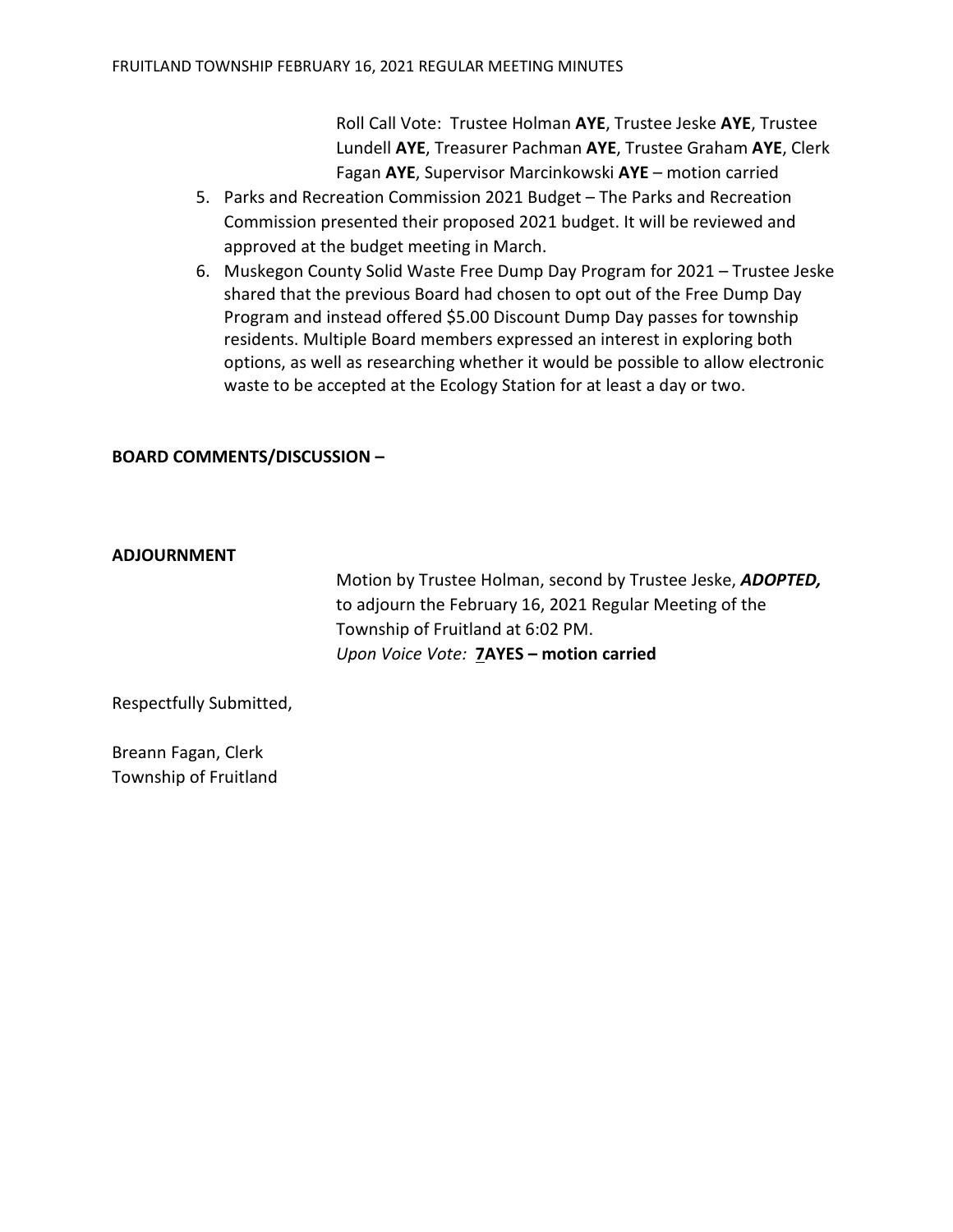Roll Call Vote: Trustee Holman **AYE**, Trustee Jeske **AYE**, Trustee Lundell **AYE**, Treasurer Pachman **AYE**, Trustee Graham **AYE**, Clerk Fagan **AYE**, Supervisor Marcinkowski **AYE** – motion carried

5. Parks and Recreation Commission 2021 Budget – The Parks and Recreation Commission presented their proposed 2021 budget. It will be reviewed and approved at the budget meeting in March.
6. Muskegon County Solid Waste Free Dump Day Program for 2021 – Trustee Jeske shared that the previous Board had chosen to opt out of the Free Dump Day Program and instead offered $5.00 Discount Dump Day passes for township residents. Multiple Board members expressed an interest in exploring both options, as well as researching whether it would be possible to allow electronic waste to be accepted at the Ecology Station for at least a day or two.

**BOARD COMMENTS/DISCUSSION –**

**ADJOURNMENT**

Motion by Trustee Holman, second by Trustee Jeske, ***ADOPTED,*** to adjourn the February 16, 2021 Regular Meeting of the Township of Fruitland at 6:02 PM.
*Upon Voice Vote:* **7AYES – motion carried**

Respectfully Submitted,

Breann Fagan, Clerk
Township of Fruitland